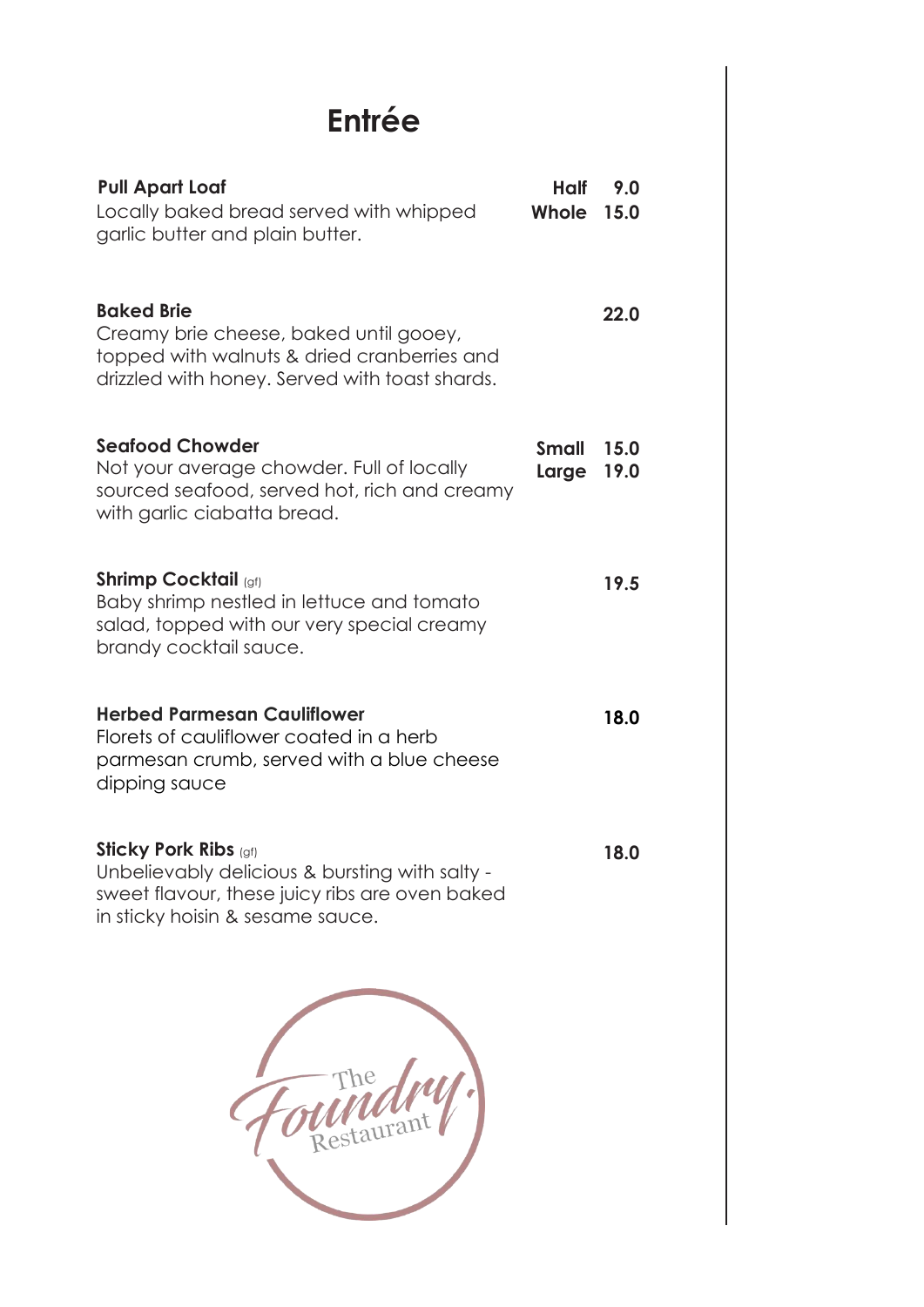# Entrée

**Pull Apart Loaf**
Locally baked bread served with whipped garlic butter and plain butter.
**Half** 9.0
**Whole** 15.0

**Baked Brie**
Creamy brie cheese, baked until gooey, topped with walnuts & dried cranberries and drizzled with honey. Served with toast shards.
**22.0**

**Seafood Chowder**
Not your average chowder. Full of locally sourced seafood, served hot, rich and creamy with garlic ciabatta bread.
**Small** 15.0
**Large** 19.0

**Shrimp Cocktail** (gf)
Baby shrimp nestled in lettuce and tomato salad, topped with our very special creamy brandy cocktail sauce.
**19.5**

**Herbed Parmesan Cauliflower**
Florets of cauliflower coated in a herb parmesan crumb, served with a blue cheese dipping sauce
**18.0**

**Sticky Pork Ribs** (gf)
Unbelievably delicious & bursting with salty - sweet flavour, these juicy ribs are oven baked in sticky hoisin & sesame sauce.
**18.0**

The Foundry Restaurant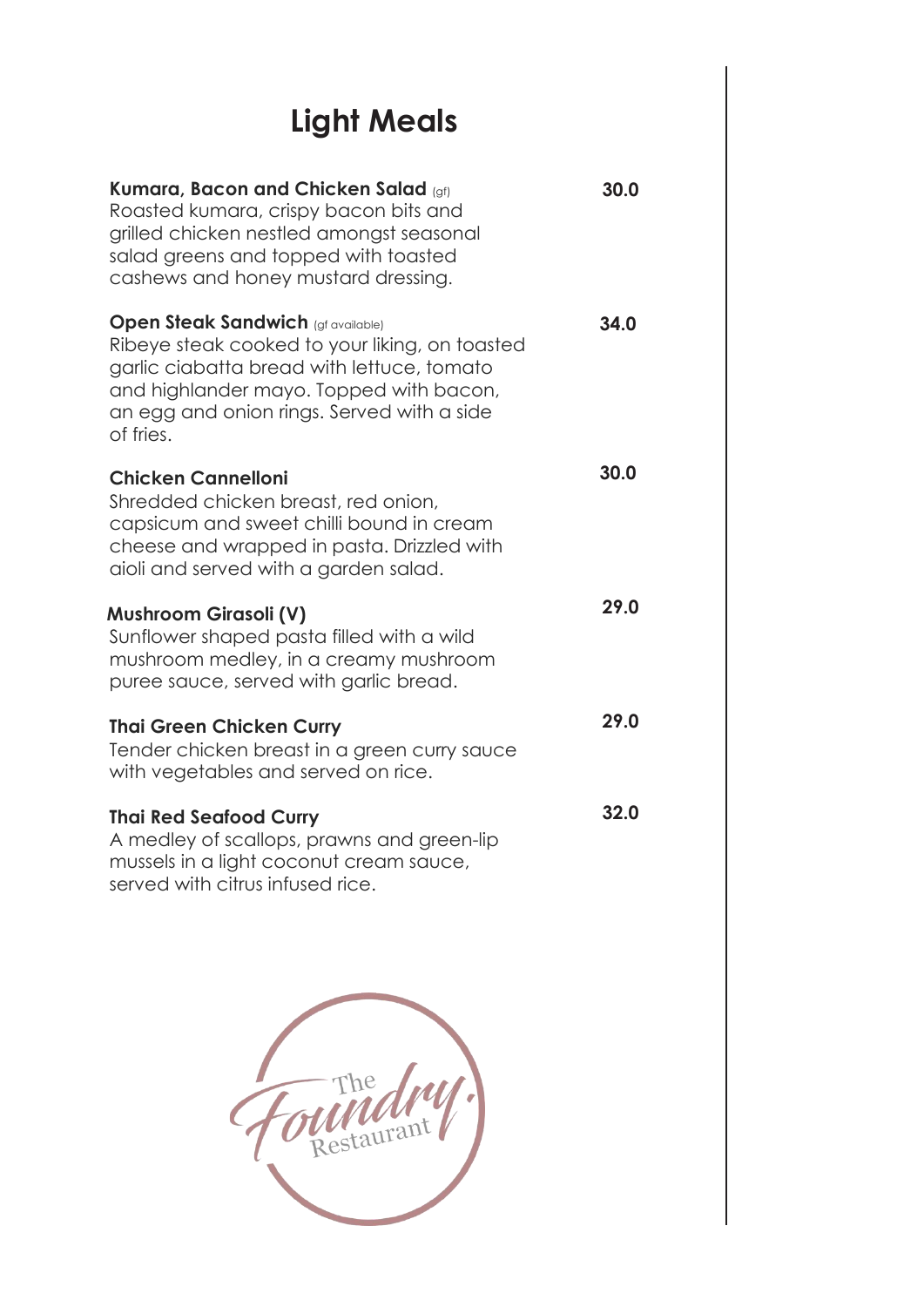# Light Meals

**Kumara, Bacon and Chicken Salad** (gf) **30.0**
Roasted kumara, crispy bacon bits and grilled chicken nestled amongst seasonal salad greens and topped with toasted cashews and honey mustard dressing.

**Open Steak Sandwich** (gf available) **34.0**
Ribeye steak cooked to your liking, on toasted garlic ciabatta bread with lettuce, tomato and highlander mayo. Topped with bacon, an egg and onion rings. Served with a side of fries.

**Chicken Cannelloni** **30.0**
Shredded chicken breast, red onion, capsicum and sweet chilli bound in cream cheese and wrapped in pasta. Drizzled with aioli and served with a garden salad.

**Mushroom Girasoli (V)** **29.0**
Sunflower shaped pasta filled with a wild mushroom medley, in a creamy mushroom puree sauce, served with garlic bread.

**Thai Green Chicken Curry** **29.0**
Tender chicken breast in a green curry sauce with vegetables and served on rice.

**Thai Red Seafood Curry** **32.0**
A medley of scallops, prawns and green-lip mussels in a light coconut cream sauce, served with citrus infused rice.

The Foundry Restaurant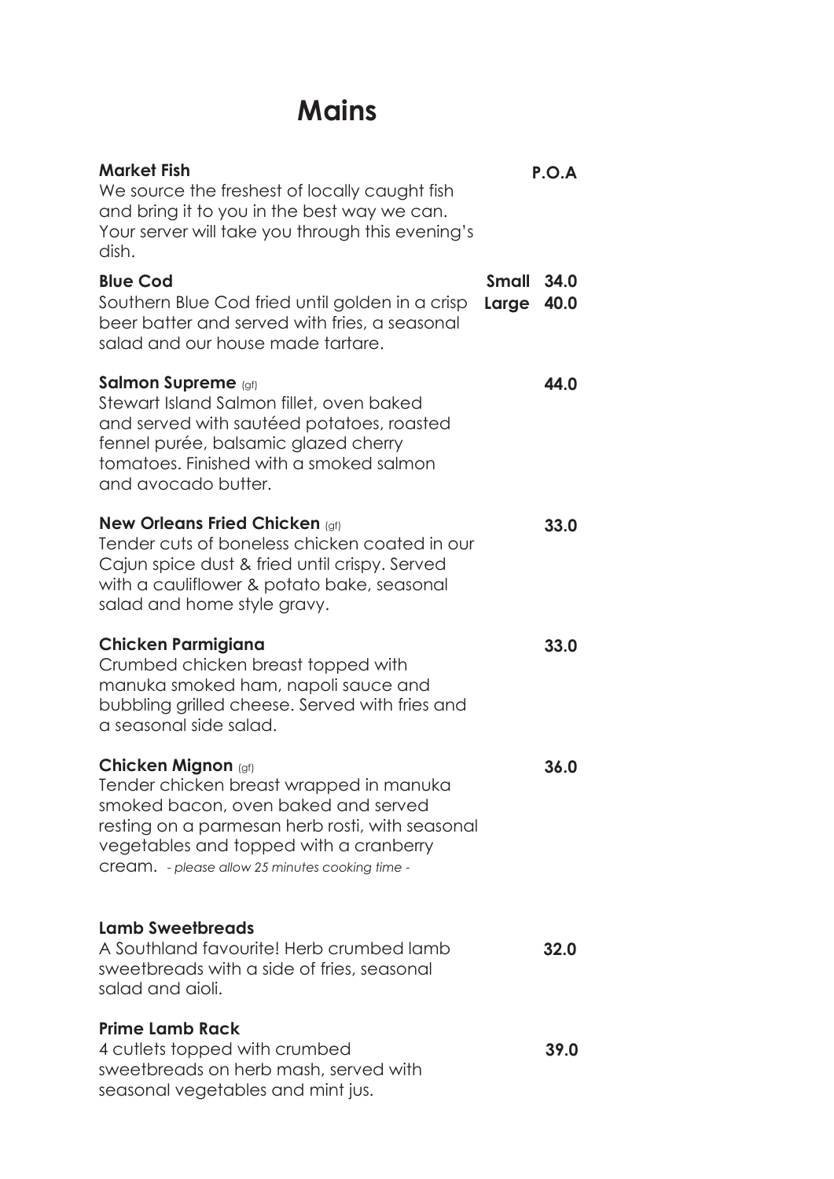# Mains

**Market Fish** **P.O.A**
We source the freshest of locally caught fish and bring it to you in the best way we can. Your server will take you through this evening's dish.

**Blue Cod** **Small 34.0** **Large 40.0**
Southern Blue Cod fried until golden in a crisp beer batter and served with fries, a seasonal salad and our house made tartare.

**Salmon Supreme** (gf) **44.0**
Stewart Island Salmon fillet, oven baked and served with sautéed potatoes, roasted fennel purée, balsamic glazed cherry tomatoes. Finished with a smoked salmon and avocado butter.

**New Orleans Fried Chicken** (gf) **33.0**
Tender cuts of boneless chicken coated in our Cajun spice dust & fried until crispy. Served with a cauliflower & potato bake, seasonal salad and home style gravy.

**Chicken Parmigiana** **33.0**
Crumbed chicken breast topped with manuka smoked ham, napoli sauce and bubbling grilled cheese. Served with fries and a seasonal side salad.

**Chicken Mignon** (gf) **36.0**
Tender chicken breast wrapped in manuka smoked bacon, oven baked and served resting on a parmesan herb rosti, with seasonal vegetables and topped with a cranberry cream. *- please allow 25 minutes cooking time -*

**Lamb Sweetbreads** **32.0**
A Southland favourite! Herb crumbed lamb sweetbreads with a side of fries, seasonal salad and aioli.

**Prime Lamb Rack** **39.0**
4 cutlets topped with crumbed sweetbreads on herb mash, served with seasonal vegetables and mint jus.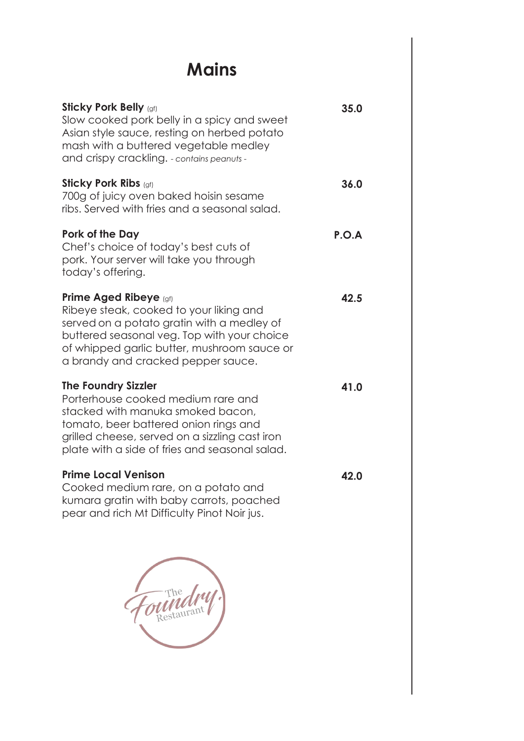# Mains

**Sticky Pork Belly** (gf) — **35.0**
Slow cooked pork belly in a spicy and sweet Asian style sauce, resting on herbed potato mash with a buttered vegetable medley and crispy crackling. *- contains peanuts -*

**Sticky Pork Ribs** (gf) — **36.0**
700g of juicy oven baked hoisin sesame ribs. Served with fries and a seasonal salad.

**Pork of the Day** — **P.O.A**
Chef's choice of today's best cuts of pork. Your server will take you through today's offering.

**Prime Aged Ribeye** (gf) — **42.5**
Ribeye steak, cooked to your liking and served on a potato gratin with a medley of buttered seasonal veg. Top with your choice of whipped garlic butter, mushroom sauce or a brandy and cracked pepper sauce.

**The Foundry Sizzler** — **41.0**
Porterhouse cooked medium rare and stacked with manuka smoked bacon, tomato, beer battered onion rings and grilled cheese, served on a sizzling cast iron plate with a side of fries and seasonal salad.

**Prime Local Venison** — **42.0**
Cooked medium rare, on a potato and kumara gratin with baby carrots, poached pear and rich Mt Difficulty Pinot Noir jus.

The Foundry Restaurant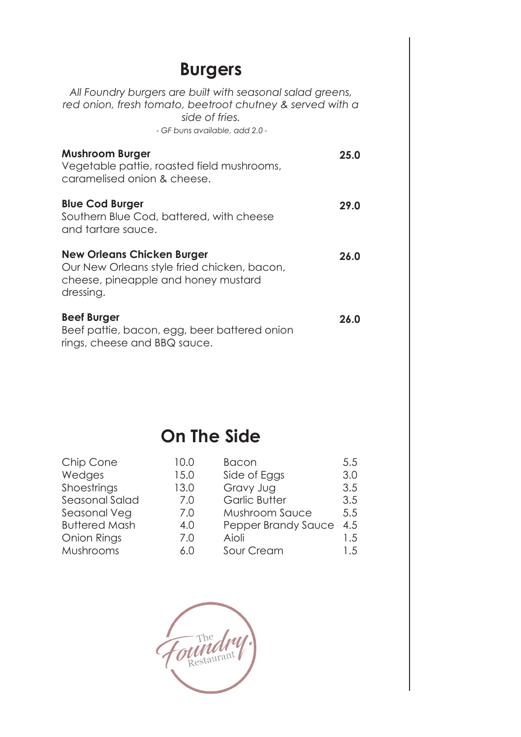## Burgers

*All Foundry burgers are built with seasonal salad greens, red onion, fresh tomato, beetroot chutney & served with a side of fries.*

*- GF buns available, add 2.0 -*

**Mushroom Burger** **25.0**
Vegetable pattie, roasted field mushrooms, caramelised onion & cheese.

**Blue Cod Burger** **29.0**
Southern Blue Cod, battered, with cheese and tartare sauce.

**New Orleans Chicken Burger** **26.0**
Our New Orleans style fried chicken, bacon, cheese, pineapple and honey mustard dressing.

**Beef Burger** **26.0**
Beef pattie, bacon, egg, beer battered onion rings, cheese and BBQ sauce.

## On The Side

| | | | |
|---|---|---|---|
| Chip Cone | 10.0 | Bacon | 5.5 |
| Wedges | 15.0 | Side of Eggs | 3.0 |
| Shoestrings | 13.0 | Gravy Jug | 3.5 |
| Seasonal Salad | 7.0 | Garlic Butter | 3.5 |
| Seasonal Veg | 7.0 | Mushroom Sauce | 5.5 |
| Buttered Mash | 4.0 | Pepper Brandy Sauce | 4.5 |
| Onion Rings | 7.0 | Aioli | 1.5 |
| Mushrooms | 6.0 | Sour Cream | 1.5 |

The Foundry Restaurant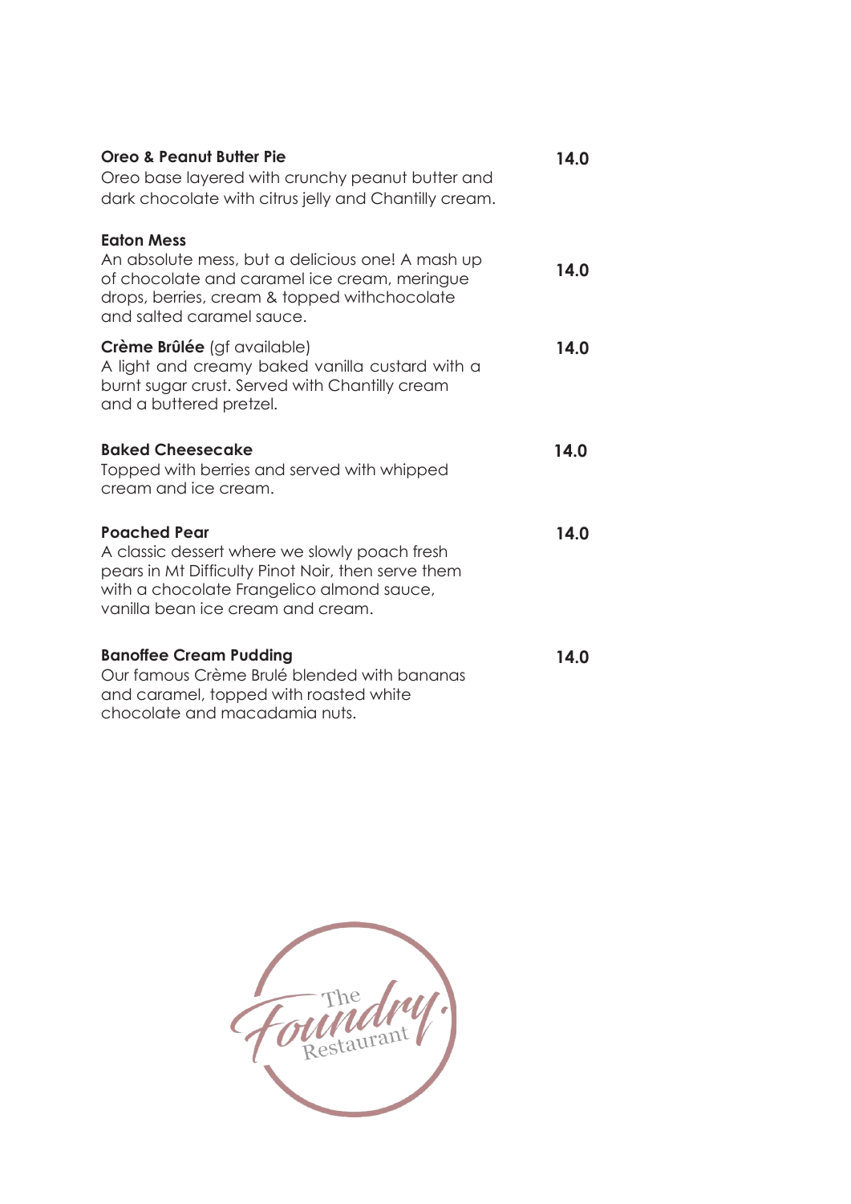**Oreo & Peanut Butter Pie** 14.0
Oreo base layered with crunchy peanut butter and dark chocolate with citrus jelly and Chantilly cream.

**Eaton Mess** 14.0
An absolute mess, but a delicious one! A mash up of chocolate and caramel ice cream, meringue drops, berries, cream & topped withchocolate and salted caramel sauce.

**Crème Brûlée** (gf available) 14.0
A light and creamy baked vanilla custard with a burnt sugar crust. Served with Chantilly cream and a buttered pretzel.

**Baked Cheesecake** 14.0
Topped with berries and served with whipped cream and ice cream.

**Poached Pear** 14.0
A classic dessert where we slowly poach fresh pears in Mt Difficulty Pinot Noir, then serve them with a chocolate Frangelico almond sauce, vanilla bean ice cream and cream.

**Banoffee Cream Pudding** 14.0
Our famous Crème Brulé blended with bananas and caramel, topped with roasted white chocolate and macadamia nuts.

The Foundry Restaurant